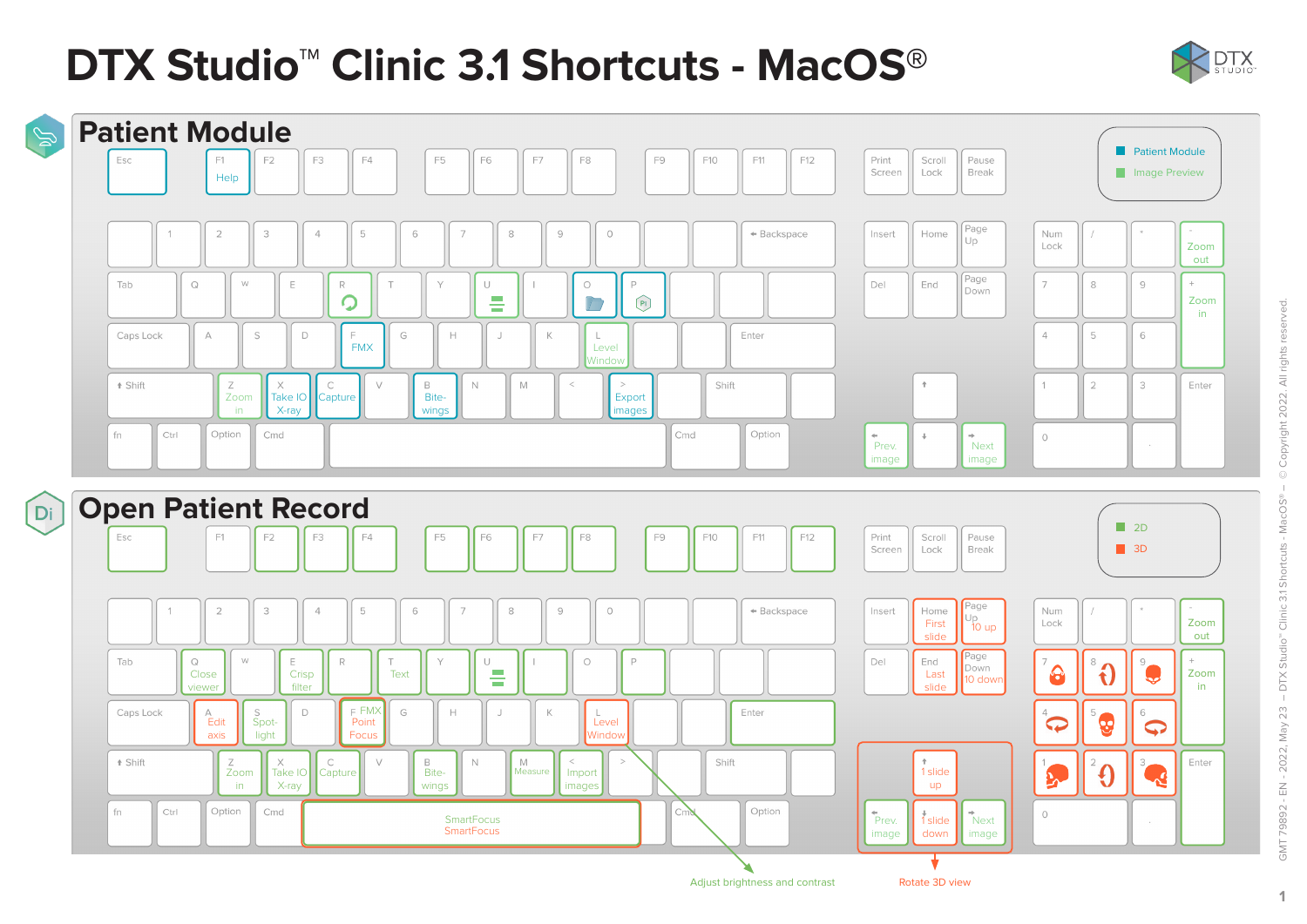# DTX Studio™ Clinic 3.1 Shortcuts - MacOS®

## Patient Module

Legend: Patient Module / Image Preview

| Key | Function |
|---|---|
| F1 | Help |
| R | (Refresh) |
| U | (icon) |
| O | (Open folder) |
| P | (icon) |
| F | FMX |
| L | Level Window |
| Z | Zoom in |
| X | Take IO X-ray |
| C | Capture |
| B | Bite-wings |
| > | Export images |
| ← | Prev. image |
| → | Next image |
| - (numpad) | Zoom out |
| + (numpad) | Zoom in |

## Open Patient Record

Legend: 2D / 3D

| Key | Function |
|---|---|
| Esc, F1–F12 | (2D) |
| Home | First slide |
| Page Up | 10 up |
| End | Last slide |
| Page Down | 10 down |
| - (numpad) | Zoom out |
| + (numpad) | Zoom in |
| Q | Close viewer |
| E | Crisp filter |
| T | Text |
| U | (icon) |
| A | Edit axis |
| S | Spot-light |
| F | FMX / Point Focus |
| L | Level Window |
| Enter | (2D) |
| Z | Zoom in |
| X | Take IO X-ray |
| C | Capture |
| B | Bite-wings |
| M | Measure |
| < | Import images |
| Space | SmartFocus / SmartFocus |
| ↑ | 1 slide up |
| ↓ | 1 slide down |
| ← | Prev. image |
| → | Next image |
| Numpad 1–9 | Rotate 3D view |

Adjust brightness and contrast

Rotate 3D view

GMT 79892 - EN - 2022, May 23 – DTX Studio™ Clinic 3.1 Shortcuts - MacOS® – © Copyright 2022. All rights reserved.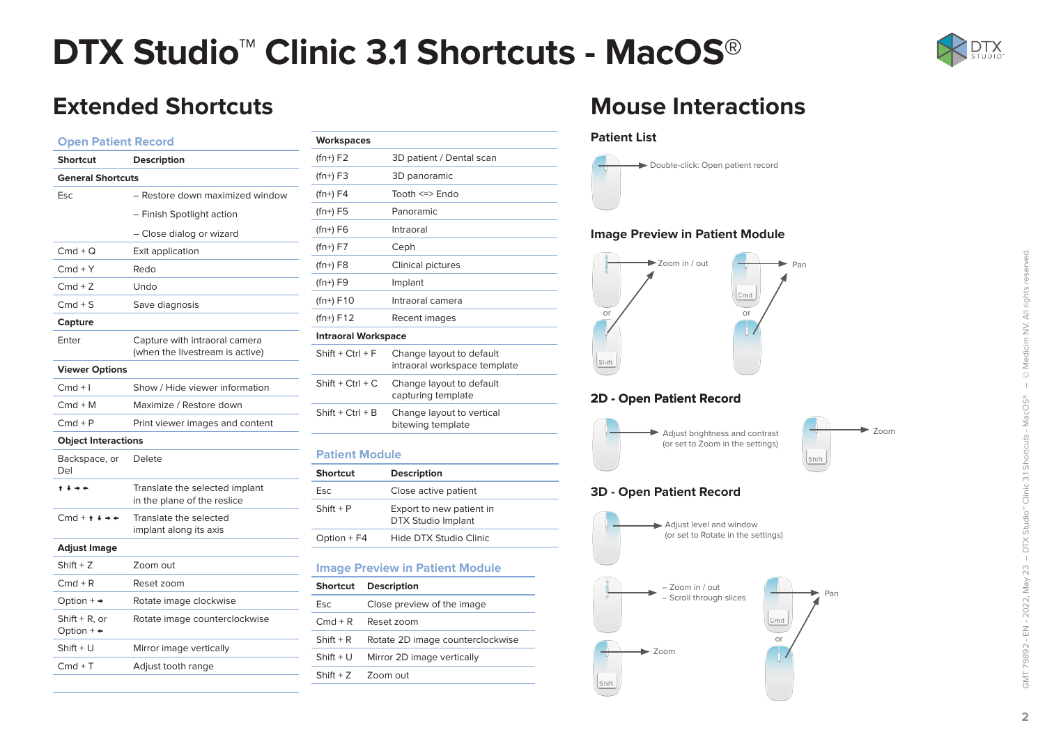# DTX Studio™ Clinic 3.1 Shortcuts - MacOS®

## Extended Shortcuts

### Open Patient Record

| Shortcut | Description |
|---|---|
| **General Shortcuts** | |
| Esc | – Restore down maximized window<br>– Finish Spotlight action<br>– Close dialog or wizard |
| Cmd + Q | Exit application |
| Cmd + Y | Redo |
| Cmd + Z | Undo |
| Cmd + S | Save diagnosis |
| **Capture** | |
| Enter | Capture with intraoral camera (when the livestream is active) |
| **Viewer Options** | |
| Cmd + I | Show / Hide viewer information |
| Cmd + M | Maximize / Restore down |
| Cmd + P | Print viewer images and content |
| **Object Interactions** | |
| Backspace, or Del | Delete |
| ↑ ↓ → ← | Translate the selected implant in the plane of the reslice |
| Cmd + ↑ ↓ → ← | Translate the selected implant along its axis |
| **Adjust Image** | |
| Shift + Z | Zoom out |
| Cmd + R | Reset zoom |
| Option + → | Rotate image clockwise |
| Shift + R, or Option + ← | Rotate image counterclockwise |
| Shift + U | Mirror image vertically |
| Cmd + T | Adjust tooth range |

| Workspaces | |
|---|---|
| (fn+) F2 | 3D patient / Dental scan |
| (fn+) F3 | 3D panoramic |
| (fn+) F4 | Tooth <=> Endo |
| (fn+) F5 | Panoramic |
| (fn+) F6 | Intraoral |
| (fn+) F7 | Ceph |
| (fn+) F8 | Clinical pictures |
| (fn+) F9 | Implant |
| (fn+) F10 | Intraoral camera |
| (fn+) F12 | Recent images |
| **Intraoral Workspace** | |
| Shift + Ctrl + F | Change layout to default intraoral workspace template |
| Shift + Ctrl + C | Change layout to default capturing template |
| Shift + Ctrl + B | Change layout to vertical bitewing template |

### Patient Module

| Shortcut | Description |
|---|---|
| Esc | Close active patient |
| Shift + P | Export to new patient in DTX Studio Implant |
| Option + F4 | Hide DTX Studio Clinic |

### Image Preview in Patient Module

| Shortcut | Description |
|---|---|
| Esc | Close preview of the image |
| Cmd + R | Reset zoom |
| Shift + R | Rotate 2D image counterclockwise |
| Shift + U | Mirror 2D image vertically |
| Shift + Z | Zoom out |

## Mouse Interactions

### Patient List

Double-click: Open patient record

### Image Preview in Patient Module

Zoom in / out

or

Shift

Cmd

Pan

or

### 2D - Open Patient Record

Adjust brightness and contrast (or set to Zoom in the settings)

Shift

Zoom

### 3D - Open Patient Record

Adjust level and window (or set to Rotate in the settings)

– Zoom in / out
– Scroll through slices

Shift

Zoom

Cmd

or

Pan

GMT 79892 - EN - 2022, May 23 – DTX Studio™ Clinic 3.1 Shortcuts - MacOS® – © Medicim NV. All rights reserved.